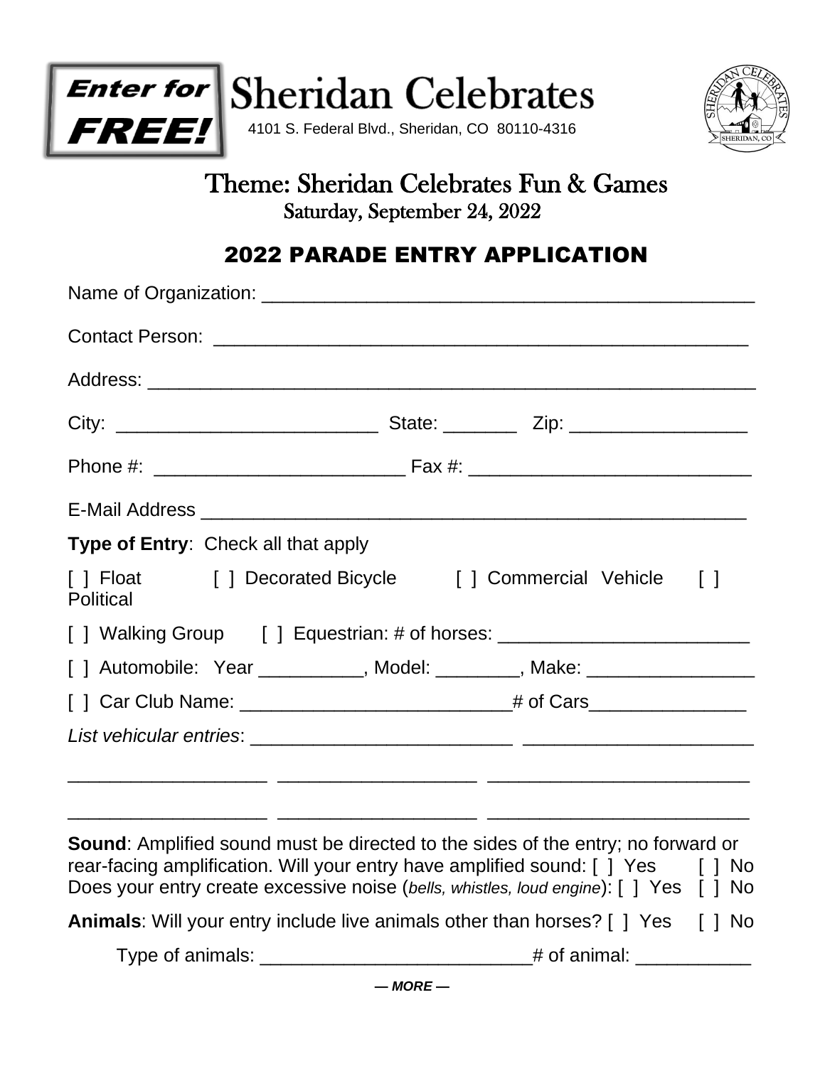**Enter for FREE!**

# Sheridan Celebrates

4101 S. Federal Blvd., Sheridan, CO 80110-4316

## Theme: Sheridan Celebrates Fun & Games

Saturday, September 24, 2022

## 2022 PARADE ENTRY APPLICATION

Name of Organization: ______________________________________________

Contact Person: __________________________________________________

Address: _________________________________________________________

City: _________________________ State: _______ Zip: _________________

Phone #: ________________________ Fax #: ___________________________

E-Mail Address ____________________________________________________

**Type of Entry**: Check all that apply

[ ] Float [ ] Decorated Bicycle [ ] Commercial Vehicle [ ] Political

[ ] Walking Group [ ] Equestrian: # of horses: ________________________

[ ] Automobile: Year __________, Model: ________, Make: ________________

[ ] Car Club Name: __________________________# of Cars_______________

*List vehicular entries*: _________________________ _____________________

___________________ __________________ _________________________

___________________ __________________ _________________________

**Sound**: Amplified sound must be directed to the sides of the entry; no forward or rear-facing amplification. Will your entry have amplified sound: [ ] Yes [ ] No
Does your entry create excessive noise (*bells, whistles, loud engine*): [ ] Yes [ ] No

**Animals**: Will your entry include live animals other than horses? [ ] Yes [ ] No

Type of animals: __________________________# of animal: ___________

***— MORE —***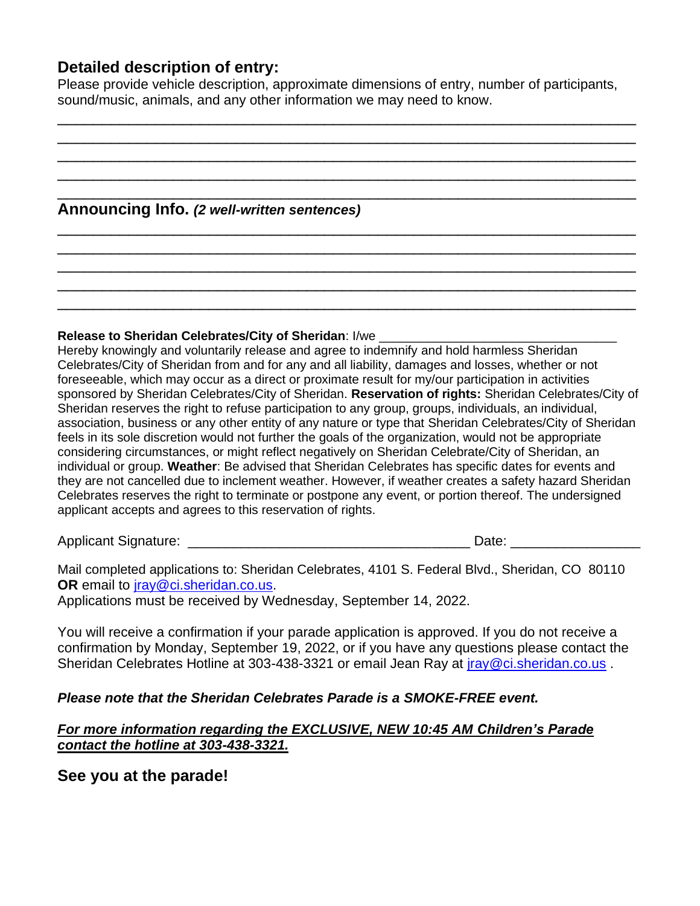## Detailed description of entry:

Please provide vehicle description, approximate dimensions of entry, number of participants, sound/music, animals, and any other information we may need to know.

_____________________________________________________________________________
_____________________________________________________________________________
_____________________________________________________________________________
_____________________________________________________________________________
_____________________________________________________________________________

## Announcing Info. *(2 well-written sentences)*

_____________________________________________________________________________
_____________________________________________________________________________
_____________________________________________________________________________
_____________________________________________________________________________
_____________________________________________________________________________

**Release to Sheridan Celebrates/City of Sheridan**: I/we ________________________________
Hereby knowingly and voluntarily release and agree to indemnify and hold harmless Sheridan Celebrates/City of Sheridan from and for any and all liability, damages and losses, whether or not foreseeable, which may occur as a direct or proximate result for my/our participation in activities sponsored by Sheridan Celebrates/City of Sheridan. **Reservation of rights:** Sheridan Celebrates/City of Sheridan reserves the right to refuse participation to any group, groups, individuals, an individual, association, business or any other entity of any nature or type that Sheridan Celebrates/City of Sheridan feels in its sole discretion would not further the goals of the organization, would not be appropriate considering circumstances, or might reflect negatively on Sheridan Celebrate/City of Sheridan, an individual or group. **Weather**: Be advised that Sheridan Celebrates has specific dates for events and they are not cancelled due to inclement weather. However, if weather creates a safety hazard Sheridan Celebrates reserves the right to terminate or postpone any event, or portion thereof. The undersigned applicant accepts and agrees to this reservation of rights.

Applicant Signature: ____________________________________ Date: ________________

Mail completed applications to: Sheridan Celebrates, 4101 S. Federal Blvd., Sheridan, CO 80110 **OR** email to jray@ci.sheridan.co.us.
Applications must be received by Wednesday, September 14, 2022.

You will receive a confirmation if your parade application is approved. If you do not receive a confirmation by Monday, September 19, 2022, or if you have any questions please contact the Sheridan Celebrates Hotline at 303-438-3321 or email Jean Ray at jray@ci.sheridan.co.us .

***Please note that the Sheridan Celebrates Parade is a SMOKE-FREE event.***

***For more information regarding the EXCLUSIVE, NEW 10:45 AM Children's Parade contact the hotline at 303-438-3321.***

## See you at the parade!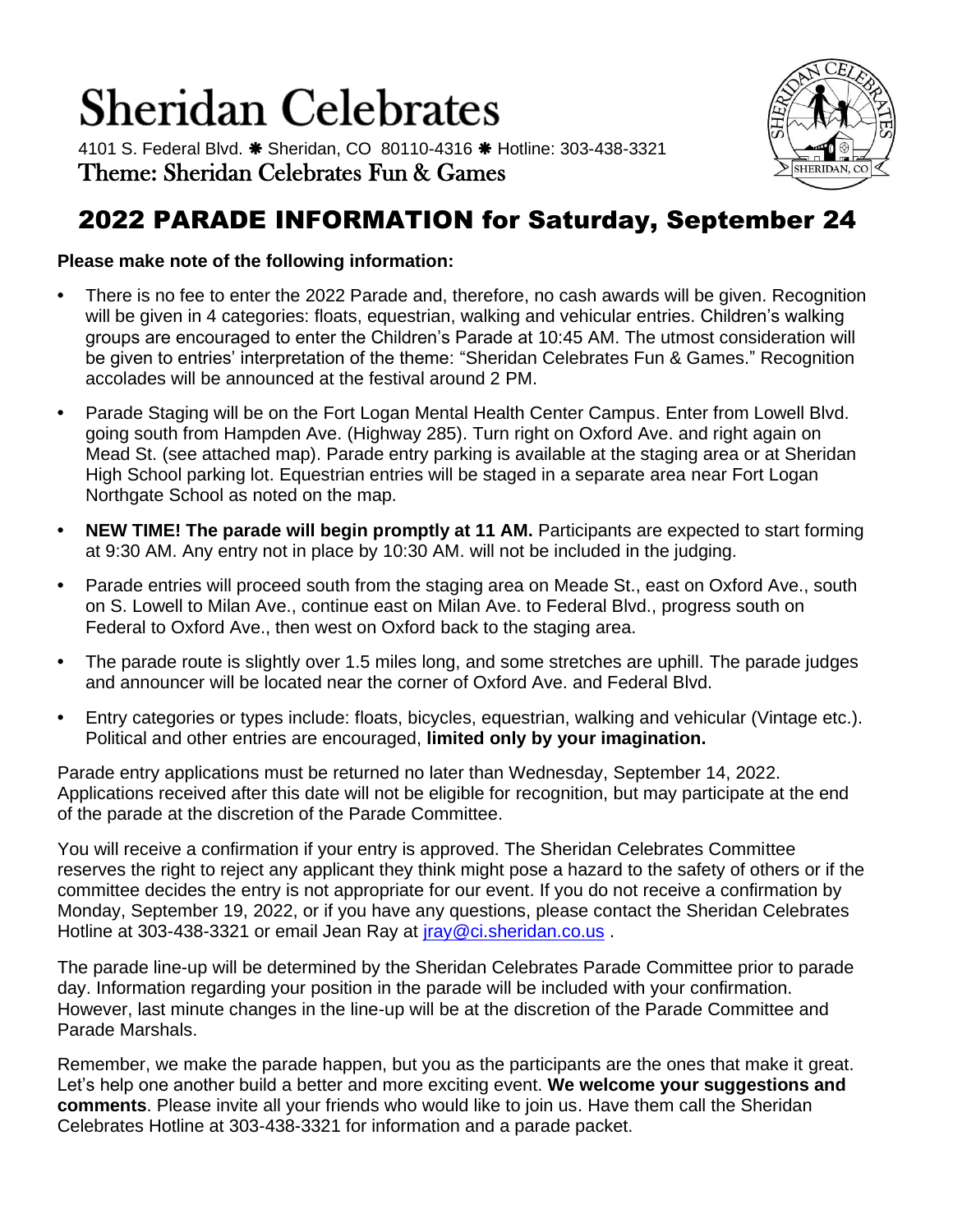# Sheridan Celebrates

4101 S. Federal Blvd. ❋ Sheridan, CO 80110-4316 ❋ Hotline: 303-438-3321

Theme: Sheridan Celebrates Fun & Games

## 2022 PARADE INFORMATION for Saturday, September 24

**Please make note of the following information:**

- There is no fee to enter the 2022 Parade and, therefore, no cash awards will be given. Recognition will be given in 4 categories: floats, equestrian, walking and vehicular entries. Children's walking groups are encouraged to enter the Children's Parade at 10:45 AM. The utmost consideration will be given to entries' interpretation of the theme: "Sheridan Celebrates Fun & Games." Recognition accolades will be announced at the festival around 2 PM.
- Parade Staging will be on the Fort Logan Mental Health Center Campus. Enter from Lowell Blvd. going south from Hampden Ave. (Highway 285). Turn right on Oxford Ave. and right again on Mead St. (see attached map). Parade entry parking is available at the staging area or at Sheridan High School parking lot. Equestrian entries will be staged in a separate area near Fort Logan Northgate School as noted on the map.
- **NEW TIME! The parade will begin promptly at 11 AM.** Participants are expected to start forming at 9:30 AM. Any entry not in place by 10:30 AM. will not be included in the judging.
- Parade entries will proceed south from the staging area on Meade St., east on Oxford Ave., south on S. Lowell to Milan Ave., continue east on Milan Ave. to Federal Blvd., progress south on Federal to Oxford Ave., then west on Oxford back to the staging area.
- The parade route is slightly over 1.5 miles long, and some stretches are uphill. The parade judges and announcer will be located near the corner of Oxford Ave. and Federal Blvd.
- Entry categories or types include: floats, bicycles, equestrian, walking and vehicular (Vintage etc.). Political and other entries are encouraged, **limited only by your imagination.**

Parade entry applications must be returned no later than Wednesday, September 14, 2022. Applications received after this date will not be eligible for recognition, but may participate at the end of the parade at the discretion of the Parade Committee.

You will receive a confirmation if your entry is approved. The Sheridan Celebrates Committee reserves the right to reject any applicant they think might pose a hazard to the safety of others or if the committee decides the entry is not appropriate for our event. If you do not receive a confirmation by Monday, September 19, 2022, or if you have any questions, please contact the Sheridan Celebrates Hotline at 303-438-3321 or email Jean Ray at jray@ci.sheridan.co.us .

The parade line-up will be determined by the Sheridan Celebrates Parade Committee prior to parade day. Information regarding your position in the parade will be included with your confirmation. However, last minute changes in the line-up will be at the discretion of the Parade Committee and Parade Marshals.

Remember, we make the parade happen, but you as the participants are the ones that make it great. Let's help one another build a better and more exciting event. **We welcome your suggestions and comments**. Please invite all your friends who would like to join us. Have them call the Sheridan Celebrates Hotline at 303-438-3321 for information and a parade packet.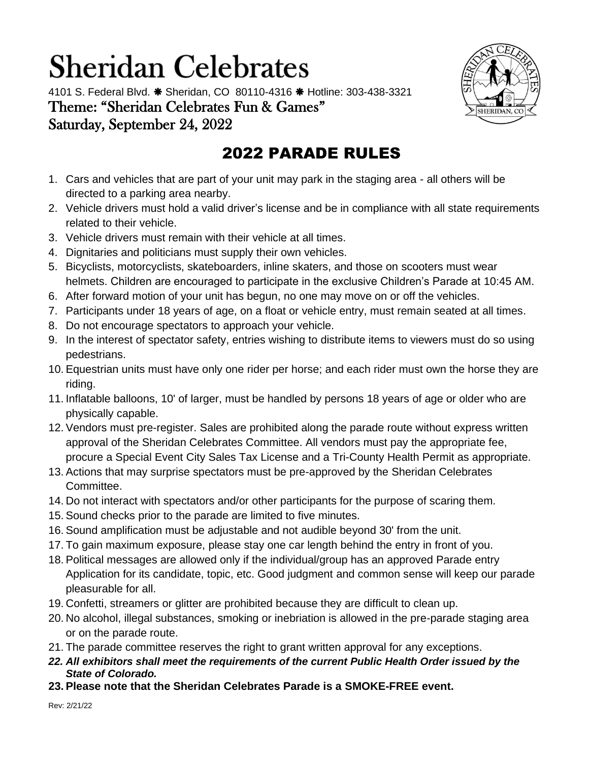# Sheridan Celebrates

4101 S. Federal Blvd. ❋ Sheridan, CO 80110-4316 ❋ Hotline: 303-438-3321

Theme: "Sheridan Celebrates Fun & Games"

Saturday, September 24, 2022

## 2022 PARADE RULES

1. Cars and vehicles that are part of your unit may park in the staging area - all others will be directed to a parking area nearby.
2. Vehicle drivers must hold a valid driver's license and be in compliance with all state requirements related to their vehicle.
3. Vehicle drivers must remain with their vehicle at all times.
4. Dignitaries and politicians must supply their own vehicles.
5. Bicyclists, motorcyclists, skateboarders, inline skaters, and those on scooters must wear helmets. Children are encouraged to participate in the exclusive Children's Parade at 10:45 AM.
6. After forward motion of your unit has begun, no one may move on or off the vehicles.
7. Participants under 18 years of age, on a float or vehicle entry, must remain seated at all times.
8. Do not encourage spectators to approach your vehicle.
9. In the interest of spectator safety, entries wishing to distribute items to viewers must do so using pedestrians.
10. Equestrian units must have only one rider per horse; and each rider must own the horse they are riding.
11. Inflatable balloons, 10' of larger, must be handled by persons 18 years of age or older who are physically capable.
12. Vendors must pre-register. Sales are prohibited along the parade route without express written approval of the Sheridan Celebrates Committee. All vendors must pay the appropriate fee, procure a Special Event City Sales Tax License and a Tri-County Health Permit as appropriate.
13. Actions that may surprise spectators must be pre-approved by the Sheridan Celebrates Committee.
14. Do not interact with spectators and/or other participants for the purpose of scaring them.
15. Sound checks prior to the parade are limited to five minutes.
16. Sound amplification must be adjustable and not audible beyond 30' from the unit.
17. To gain maximum exposure, please stay one car length behind the entry in front of you.
18. Political messages are allowed only if the individual/group has an approved Parade entry Application for its candidate, topic, etc. Good judgment and common sense will keep our parade pleasurable for all.
19. Confetti, streamers or glitter are prohibited because they are difficult to clean up.
20. No alcohol, illegal substances, smoking or inebriation is allowed in the pre-parade staging area or on the parade route.
21. The parade committee reserves the right to grant written approval for any exceptions.
22. ***All exhibitors shall meet the requirements of the current Public Health Order issued by the State of Colorado.***
23. **Please note that the Sheridan Celebrates Parade is a SMOKE-FREE event.**

Rev: 2/21/22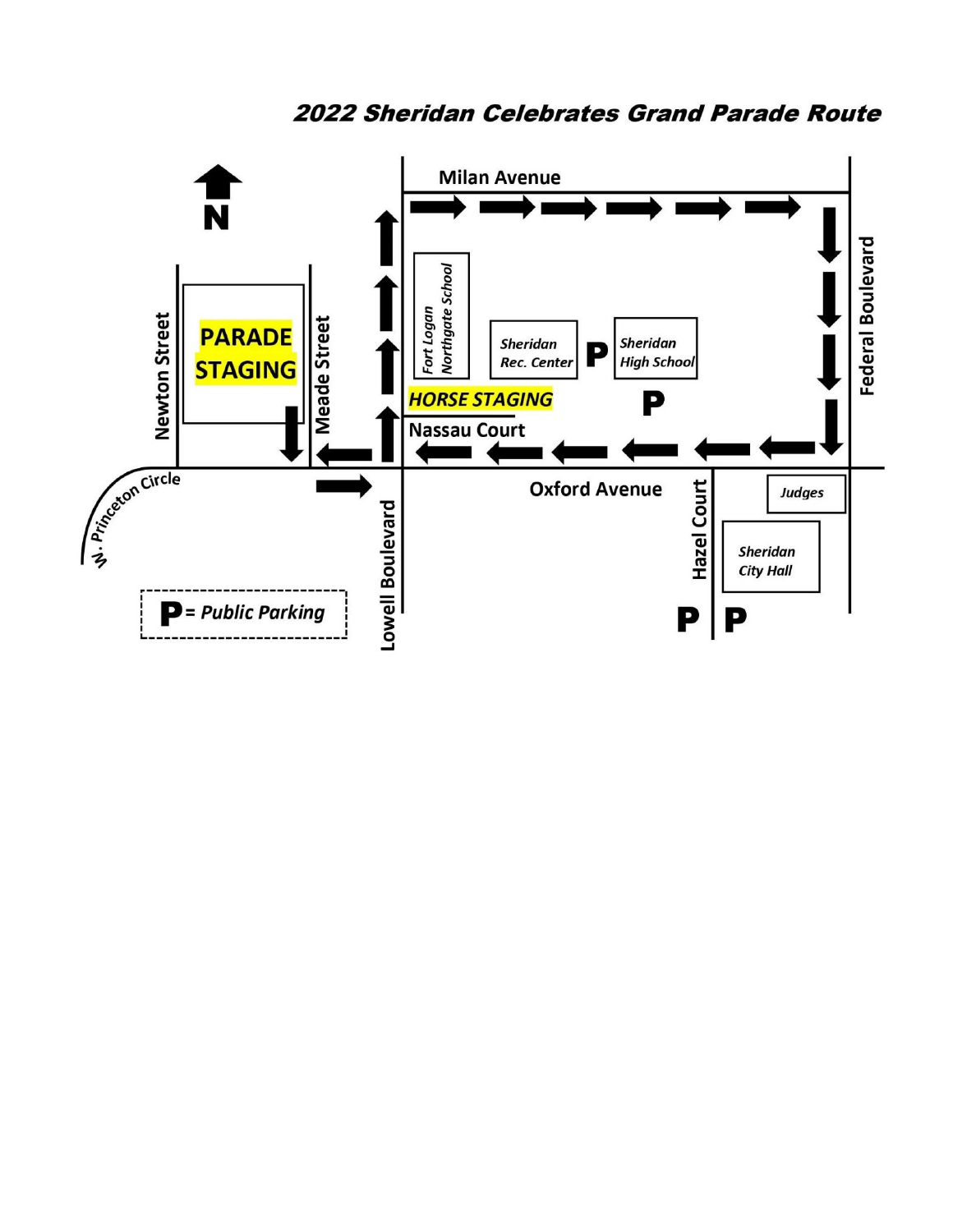# 2022 Sheridan Celebrates Grand Parade Route

N

Milan Avenue

Newton Street

PARADE STAGING

Meade Street

Fort Logan Northgate School

Sheridan Rec. Center

P

Sheridan High School

HORSE STAGING

P

Nassau Court

Federal Boulevard

W. Princeton Circle

Oxford Avenue

Lowell Boulevard

Hazel Court

Judges

Sheridan City Hall

P P

**P** = Public Parking